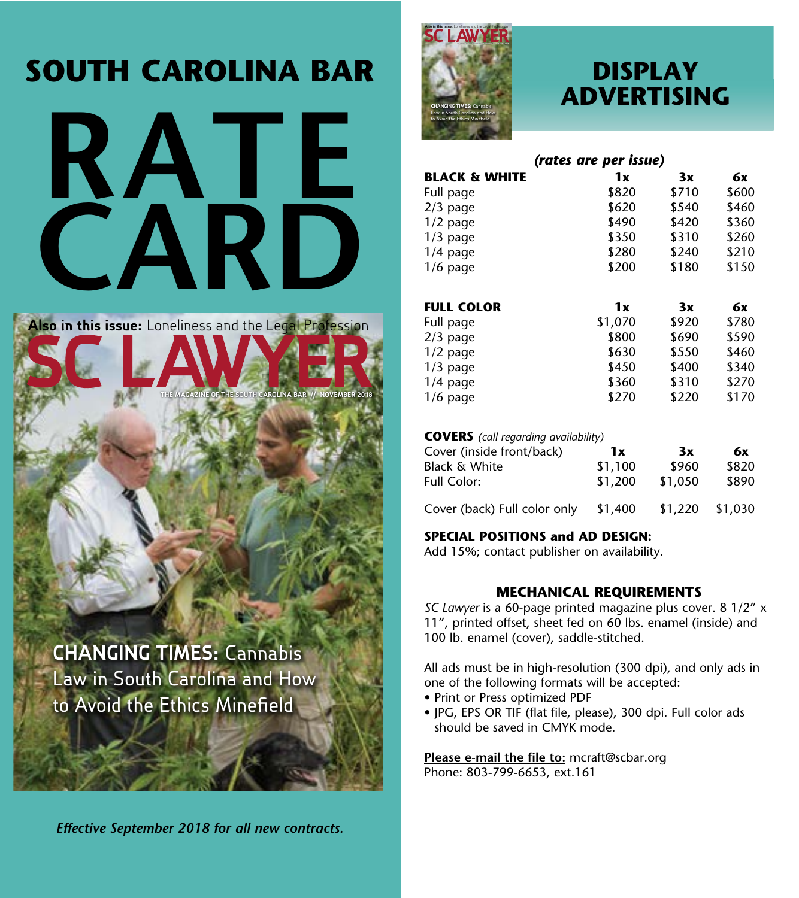# SOUTH CAROLINA BAR

# RATE CARD

**Also in this issue:** Loneliness and the Legal Profession

SC LAWYER

THE MAGAZINE OF THE SOUTH CAROLINA BAR // NOVEMBER 2018

**CHANGING TIMES:** Cannabis Law in South Carolina and How to Avoid the Ethics Minefield

*Effective September 2018 for all new contracts.*

# DISPLAY ADVERTISING

***(rates are per issue)***

| **BLACK & WHITE** | **1x** | **3x** | **6x** |
|---|---|---|---|
| Full page | $820 | $710 | $600 |
| 2/3 page | $620 | $540 | $460 |
| 1/2 page | $490 | $420 | $360 |
| 1/3 page | $350 | $310 | $260 |
| 1/4 page | $280 | $240 | $210 |
| 1/6 page | $200 | $180 | $150 |

| **FULL COLOR** | **1x** | **3x** | **6x** |
|---|---|---|---|
| Full page | $1,070 | $920 | $780 |
| 2/3 page | $800 | $690 | $590 |
| 1/2 page | $630 | $550 | $460 |
| 1/3 page | $450 | $400 | $340 |
| 1/4 page | $360 | $310 | $270 |
| 1/6 page | $270 | $220 | $170 |

**COVERS** *(call regarding availability)*

| Cover (inside front/back) | **1x** | **3x** | **6x** |
|---|---|---|---|
| Black & White | $1,100 | $960 | $820 |
| Full Color: | $1,200 | $1,050 | $890 |
| Cover (back) Full color only | $1,400 | $1,220 | $1,030 |

**SPECIAL POSITIONS and AD DESIGN:**
Add 15%; contact publisher on availability.

### MECHANICAL REQUIREMENTS

*SC Lawyer* is a 60-page printed magazine plus cover. 8 1/2" x 11", printed offset, sheet fed on 60 lbs. enamel (inside) and 100 lb. enamel (cover), saddle-stitched.

All ads must be in high-resolution (300 dpi), and only ads in one of the following formats will be accepted:

- Print or Press optimized PDF
- JPG, EPS OR TIF (flat file, please), 300 dpi. Full color ads should be saved in CMYK mode.

Please e-mail the file to: mcraft@scbar.org
Phone: 803-799-6653, ext.161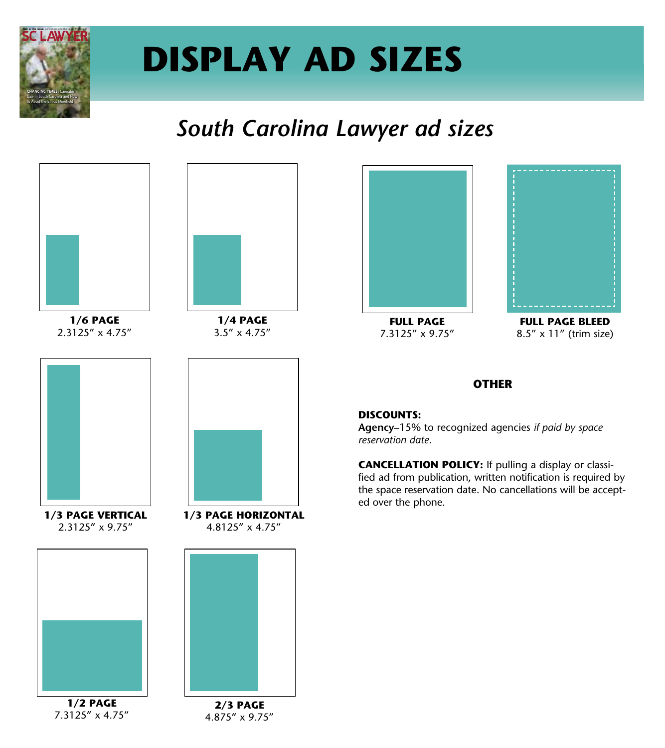# DISPLAY AD SIZES

## *South Carolina Lawyer ad sizes*

**1/6 PAGE**
2.3125″ x 4.75″

**1/4 PAGE**
3.5″ x 4.75″

**FULL PAGE**
7.3125″ x 9.75″

**FULL PAGE BLEED**
8.5″ x 11″ (trim size)

**1/3 PAGE VERTICAL**
2.3125″ x 9.75″

**1/3 PAGE HORIZONTAL**
4.8125″ x 4.75″

**1/2 PAGE**
7.3125″ x 4.75″

**2/3 PAGE**
4.875″ x 9.75″

### OTHER

**DISCOUNTS:**
**Agency**–15% to recognized agencies *if paid by space reservation date.*

**CANCELLATION POLICY:** If pulling a display or classified ad from publication, written notification is required by the space reservation date. No cancellations will be accepted over the phone.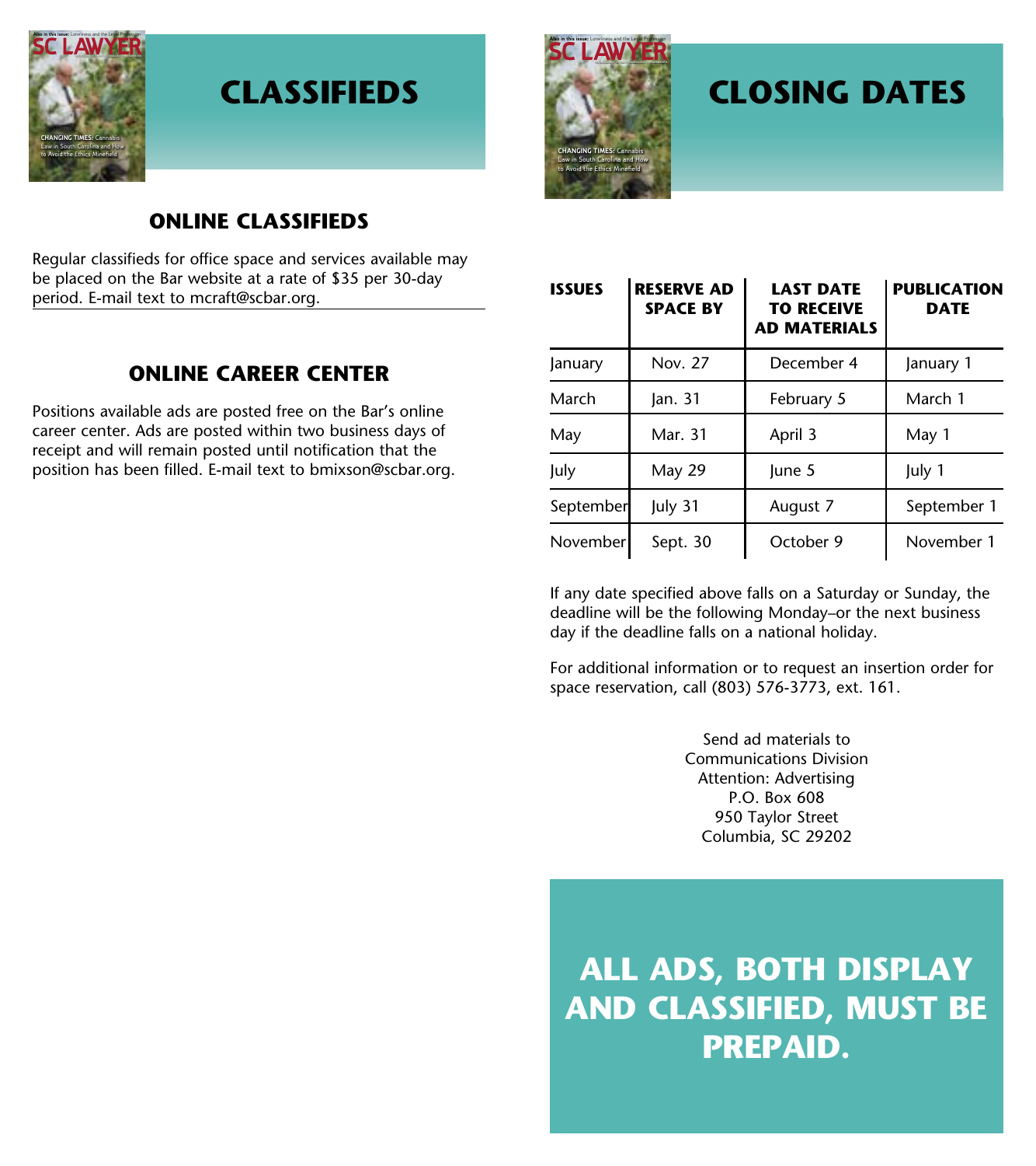# CLASSIFIEDS

## ONLINE CLASSIFIEDS

Regular classifieds for office space and services available may be placed on the Bar website at a rate of $35 per 30-day period. E-mail text to mcraft@scbar.org.

## ONLINE CAREER CENTER

Positions available ads are posted free on the Bar's online career center. Ads are posted within two business days of receipt and will remain posted until notification that the position has been filled. E-mail text to bmixson@scbar.org.

# CLOSING DATES

| ISSUES | RESERVE AD SPACE BY | LAST DATE TO RECEIVE AD MATERIALS | PUBLICATION DATE |
|---|---|---|---|
| January | Nov. 27 | December 4 | January 1 |
| March | Jan. 31 | February 5 | March 1 |
| May | Mar. 31 | April 3 | May 1 |
| July | May 29 | June 5 | July 1 |
| September | July 31 | August 7 | September 1 |
| November | Sept. 30 | October 9 | November 1 |

If any date specified above falls on a Saturday or Sunday, the deadline will be the following Monday–or the next business day if the deadline falls on a national holiday.

For additional information or to request an insertion order for space reservation, call (803) 576-3773, ext. 161.

Send ad materials to
Communications Division
Attention: Advertising
P.O. Box 608
950 Taylor Street
Columbia, SC 29202

**ALL ADS, BOTH DISPLAY AND CLASSIFIED, MUST BE PREPAID.**